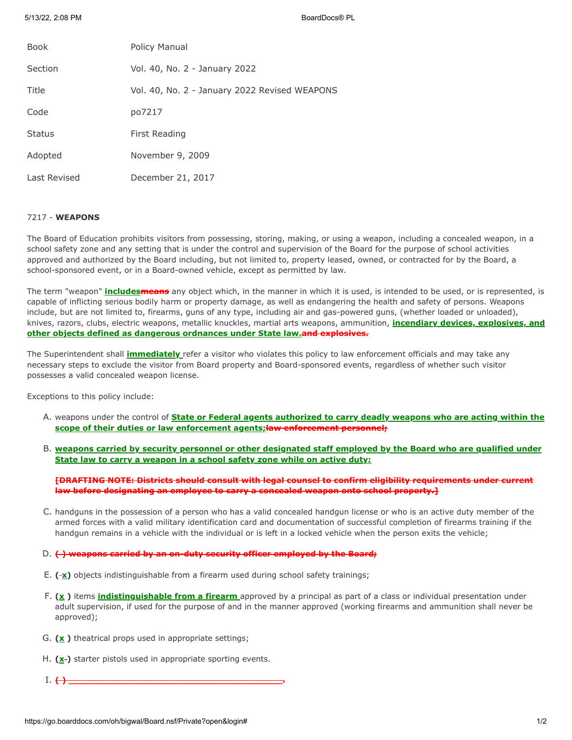| | |
|---|---|
| Book | Policy Manual |
| Section | Vol. 40, No. 2 - January 2022 |
| Title | Vol. 40, No. 2 - January 2022 Revised WEAPONS |
| Code | po7217 |
| Status | First Reading |
| Adopted | November 9, 2009 |
| Last Revised | December 21, 2017 |

7217 - **WEAPONS**

The Board of Education prohibits visitors from possessing, storing, making, or using a weapon, including a concealed weapon, in a school safety zone and any setting that is under the control and supervision of the Board for the purpose of school activities approved and authorized by the Board including, but not limited to, property leased, owned, or contracted for by the Board, a school-sponsored event, or in a Board-owned vehicle, except as permitted by law.

The term "weapon" **includes**~~means~~ any object which, in the manner in which it is used, is intended to be used, or is represented, is capable of inflicting serious bodily harm or property damage, as well as endangering the health and safety of persons. Weapons include, but are not limited to, firearms, guns of any type, including air and gas-powered guns, (whether loaded or unloaded), knives, razors, clubs, electric weapons, metallic knuckles, martial arts weapons, ammunition, **incendiary devices, explosives, and other objects defined as dangerous ordnances under State law.**~~and explosives.~~

The Superintendent shall **immediately** refer a visitor who violates this policy to law enforcement officials and may take any necessary steps to exclude the visitor from Board property and Board-sponsored events, regardless of whether such visitor possesses a valid concealed weapon license.

Exceptions to this policy include:

A. weapons under the control of **State or Federal agents authorized to carry deadly weapons who are acting within the scope of their duties or law enforcement agents;**~~law enforcement personnel;~~

B. **weapons carried by security personnel or other designated staff employed by the Board who are qualified under State law to carry a weapon in a school safety zone while on active duty;**

~~**[DRAFTING NOTE: Districts should consult with legal counsel to confirm eligibility requirements under current law before designating an employee to carry a concealed weapon onto school property.]**~~

C. handguns in the possession of a person who has a valid concealed handgun license or who is an active duty member of the armed forces with a valid military identification card and documentation of successful completion of firearms training if the handgun remains in a vehicle with the individual or is left in a locked vehicle when the person exits the vehicle;

D. ~~**( ) weapons carried by an on-duty security officer employed by the Board;**~~

E. **(x)** objects indistinguishable from a firearm used during school safety trainings;

F. **(x )** items **indistinguishable from a firearm** approved by a principal as part of a class or individual presentation under adult supervision, if used for the purpose of and in the manner approved (working firearms and ammunition shall never be approved);

G. **(x )** theatrical props used in appropriate settings;

H. **(x)** starter pistols used in appropriate sporting events.

I. ~~**( ) \_\_\_\_\_\_\_\_\_\_\_\_\_\_\_\_\_\_\_\_\_\_\_\_\_\_\_\_\_\_\_\_\_\_\_\_\_\_\_\_\_\_.**~~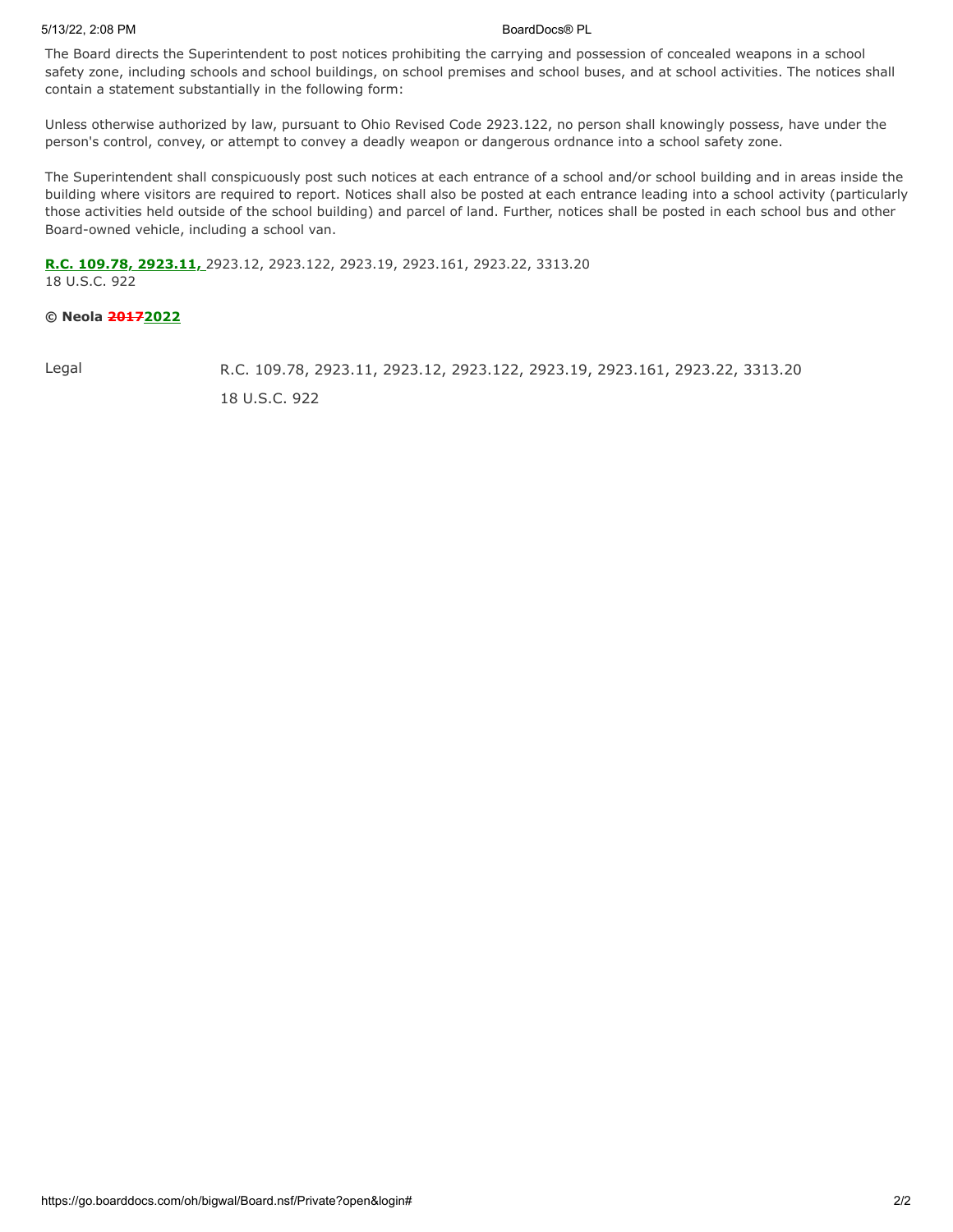The Board directs the Superintendent to post notices prohibiting the carrying and possession of concealed weapons in a school safety zone, including schools and school buildings, on school premises and school buses, and at school activities. The notices shall contain a statement substantially in the following form:

Unless otherwise authorized by law, pursuant to Ohio Revised Code 2923.122, no person shall knowingly possess, have under the person's control, convey, or attempt to convey a deadly weapon or dangerous ordnance into a school safety zone.

The Superintendent shall conspicuously post such notices at each entrance of a school and/or school building and in areas inside the building where visitors are required to report. Notices shall also be posted at each entrance leading into a school activity (particularly those activities held outside of the school building) and parcel of land. Further, notices shall be posted in each school bus and other Board-owned vehicle, including a school van.

**R.C. 109.78, 2923.11,** 2923.12, 2923.122, 2923.19, 2923.161, 2923.22, 3313.20
18 U.S.C. 922

**© Neola ~~2017~~ 2022**

Legal R.C. 109.78, 2923.11, 2923.12, 2923.122, 2923.19, 2923.161, 2923.22, 3313.20

18 U.S.C. 922